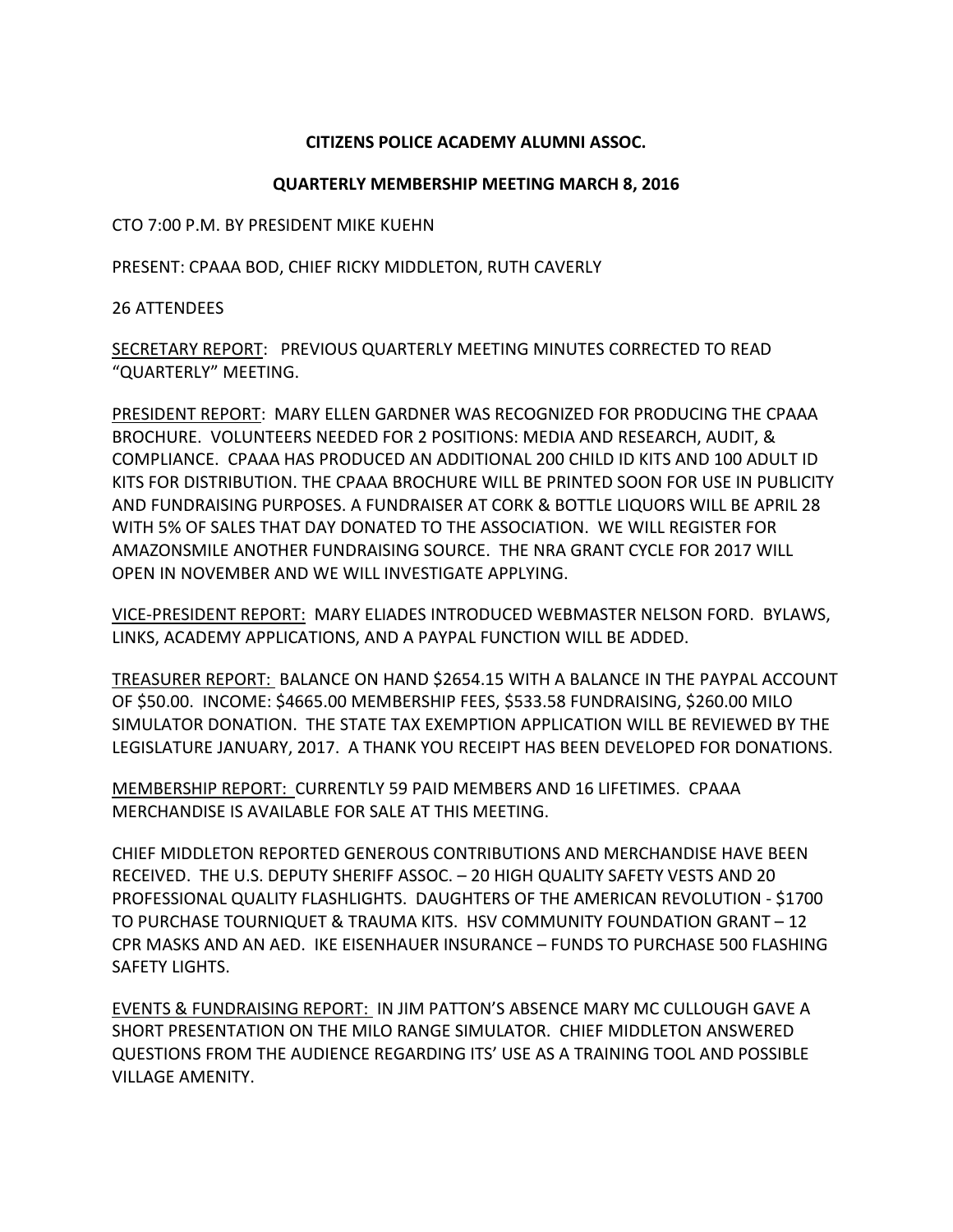**CITIZENS POLICE ACADEMY ALUMNI ASSOC.**

**QUARTERLY MEMBERSHIP MEETING MARCH 8, 2016**

CTO 7:00 P.M. BY PRESIDENT MIKE KUEHN

PRESENT: CPAAA BOD, CHIEF RICKY MIDDLETON, RUTH CAVERLY

26 ATTENDEES

<u>SECRETARY REPORT</u>: PREVIOUS QUARTERLY MEETING MINUTES CORRECTED TO READ "QUARTERLY" MEETING.

<u>PRESIDENT REPORT</u>: MARY ELLEN GARDNER WAS RECOGNIZED FOR PRODUCING THE CPAAA BROCHURE. VOLUNTEERS NEEDED FOR 2 POSITIONS: MEDIA AND RESEARCH, AUDIT, & COMPLIANCE. CPAAA HAS PRODUCED AN ADDITIONAL 200 CHILD ID KITS AND 100 ADULT ID KITS FOR DISTRIBUTION. THE CPAAA BROCHURE WILL BE PRINTED SOON FOR USE IN PUBLICITY AND FUNDRAISING PURPOSES. A FUNDRAISER AT CORK & BOTTLE LIQUORS WILL BE APRIL 28 WITH 5% OF SALES THAT DAY DONATED TO THE ASSOCIATION. WE WILL REGISTER FOR AMAZONSMILE ANOTHER FUNDRAISING SOURCE. THE NRA GRANT CYCLE FOR 2017 WILL OPEN IN NOVEMBER AND WE WILL INVESTIGATE APPLYING.

<u>VICE-PRESIDENT REPORT:</u> MARY ELIADES INTRODUCED WEBMASTER NELSON FORD. BYLAWS, LINKS, ACADEMY APPLICATIONS, AND A PAYPAL FUNCTION WILL BE ADDED.

<u>TREASURER REPORT:</u> BALANCE ON HAND $2654.15 WITH A BALANCE IN THE PAYPAL ACCOUNT OF $50.00. INCOME: $4665.00 MEMBERSHIP FEES, $533.58 FUNDRAISING, $260.00 MILO SIMULATOR DONATION. THE STATE TAX EXEMPTION APPLICATION WILL BE REVIEWED BY THE LEGISLATURE JANUARY, 2017. A THANK YOU RECEIPT HAS BEEN DEVELOPED FOR DONATIONS.

<u>MEMBERSHIP REPORT:</u> CURRENTLY 59 PAID MEMBERS AND 16 LIFETIMES. CPAAA MERCHANDISE IS AVAILABLE FOR SALE AT THIS MEETING.

CHIEF MIDDLETON REPORTED GENEROUS CONTRIBUTIONS AND MERCHANDISE HAVE BEEN RECEIVED. THE U.S. DEPUTY SHERIFF ASSOC. – 20 HIGH QUALITY SAFETY VESTS AND 20 PROFESSIONAL QUALITY FLASHLIGHTS. DAUGHTERS OF THE AMERICAN REVOLUTION - $1700 TO PURCHASE TOURNIQUET & TRAUMA KITS. HSV COMMUNITY FOUNDATION GRANT – 12 CPR MASKS AND AN AED. IKE EISENHAUER INSURANCE – FUNDS TO PURCHASE 500 FLASHING SAFETY LIGHTS.

<u>EVENTS & FUNDRAISING REPORT:</u> IN JIM PATTON'S ABSENCE MARY MC CULLOUGH GAVE A SHORT PRESENTATION ON THE MILO RANGE SIMULATOR. CHIEF MIDDLETON ANSWERED QUESTIONS FROM THE AUDIENCE REGARDING ITS' USE AS A TRAINING TOOL AND POSSIBLE VILLAGE AMENITY.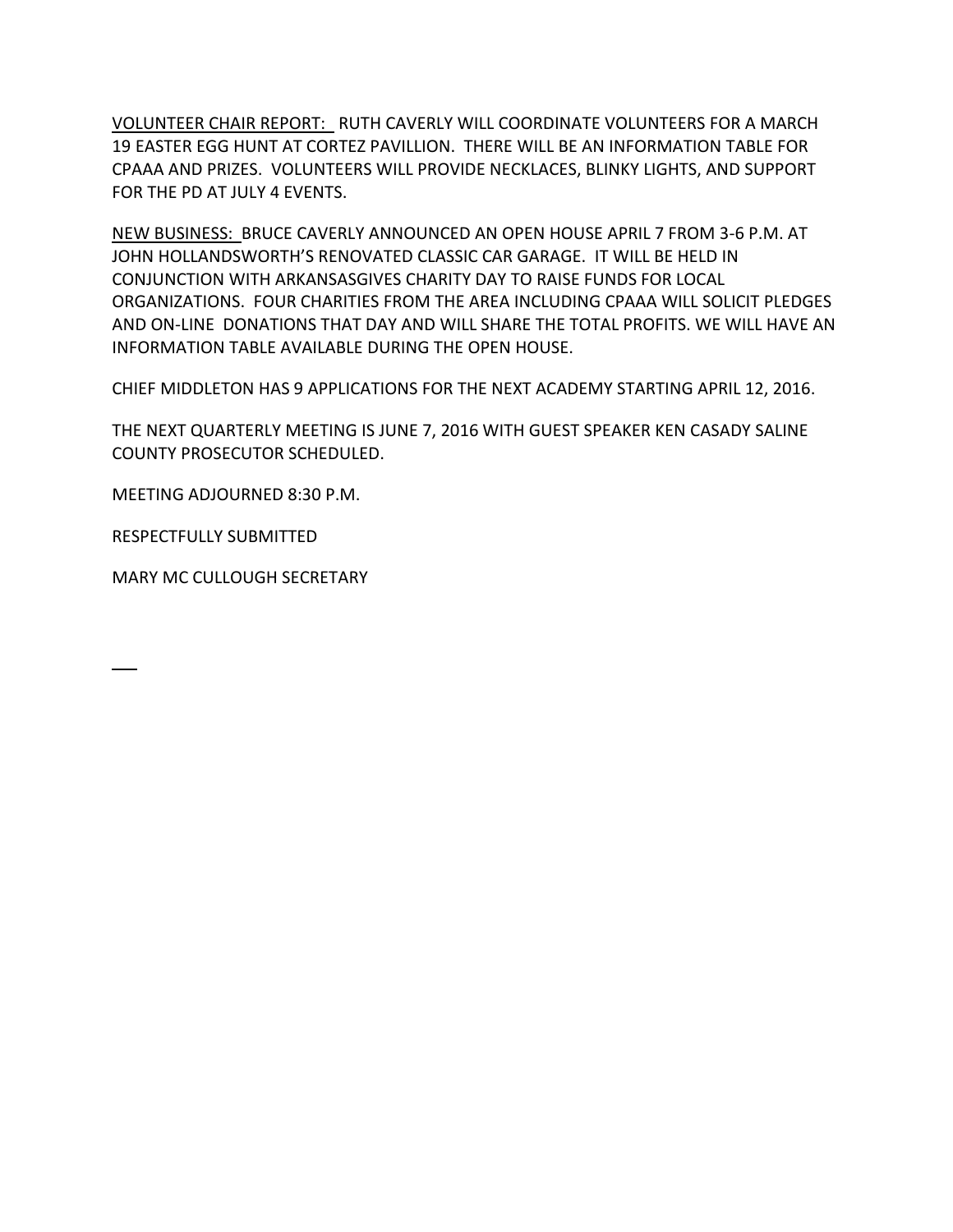VOLUNTEER CHAIR REPORT: RUTH CAVERLY WILL COORDINATE VOLUNTEERS FOR A MARCH 19 EASTER EGG HUNT AT CORTEZ PAVILLION. THERE WILL BE AN INFORMATION TABLE FOR CPAAA AND PRIZES. VOLUNTEERS WILL PROVIDE NECKLACES, BLINKY LIGHTS, AND SUPPORT FOR THE PD AT JULY 4 EVENTS.

NEW BUSINESS: BRUCE CAVERLY ANNOUNCED AN OPEN HOUSE APRIL 7 FROM 3-6 P.M. AT JOHN HOLLANDSWORTH'S RENOVATED CLASSIC CAR GARAGE. IT WILL BE HELD IN CONJUNCTION WITH ARKANSASGIVES CHARITY DAY TO RAISE FUNDS FOR LOCAL ORGANIZATIONS. FOUR CHARITIES FROM THE AREA INCLUDING CPAAA WILL SOLICIT PLEDGES AND ON-LINE DONATIONS THAT DAY AND WILL SHARE THE TOTAL PROFITS. WE WILL HAVE AN INFORMATION TABLE AVAILABLE DURING THE OPEN HOUSE.

CHIEF MIDDLETON HAS 9 APPLICATIONS FOR THE NEXT ACADEMY STARTING APRIL 12, 2016.

THE NEXT QUARTERLY MEETING IS JUNE 7, 2016 WITH GUEST SPEAKER KEN CASADY SALINE COUNTY PROSECUTOR SCHEDULED.

MEETING ADJOURNED 8:30 P.M.

RESPECTFULLY SUBMITTED

MARY MC CULLOUGH SECRETARY